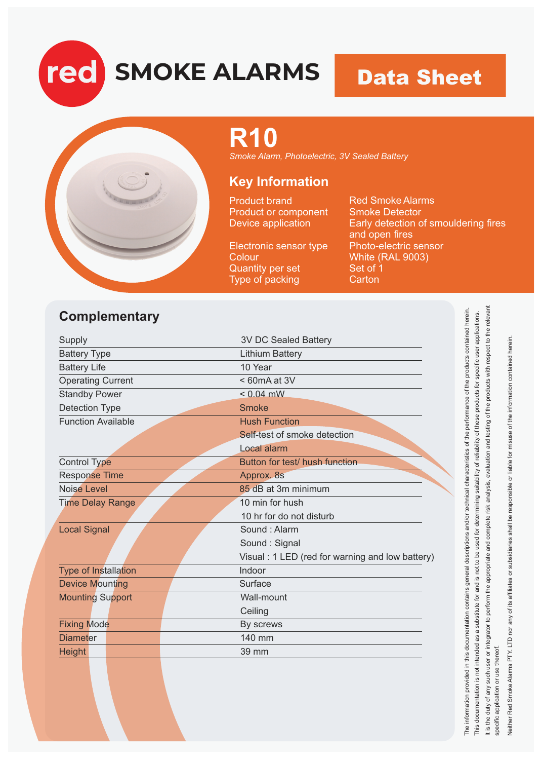# red SMOKE ALARMS

## Data Sheet

# R10

*Smoke Alarm, Photoelectric, 3V Sealed Battery*

## Key Information

| | |
|---|---|
| Product brand | Red Smoke Alarms |
| Product or component | Smoke Detector |
| Device application | Early detection of smouldering fires and open fires |
| Electronic sensor type | Photo-electric sensor |
| Colour | White (RAL 9003) |
| Quantity per set | Set of 1 |
| Type of packing | Carton |

## Complementary

| | |
|---|---|
| Supply | 3V DC Sealed Battery |
| Battery Type | Lithium Battery |
| Battery Life | 10 Year |
| Operating Current | < 60mA at 3V |
| Standby Power | < 0.04 mW |
| Detection Type | Smoke |
| Function Available | Hush Function<br>Self-test of smoke detection<br>Local alarm |
| Control Type | Button for test/ hush function |
| Response Time | Approx. 8s |
| Noise Level | 85 dB at 3m minimum |
| Time Delay Range | 10 min for hush<br>10 hr for do not disturb |
| Local Signal | Sound : Alarm<br>Sound : Signal<br>Visual : 1 LED (red for warning and low battery) |
| Type of Installation | Indoor |
| Device Mounting | Surface |
| Mounting Support | Wall-mount<br>Ceiling |
| Fixing Mode | By screws |
| Diameter | 140 mm |
| Height | 39 mm |

The information provided in this documentation contains general descriptions and/or technical characteristics of the performance of the products contained herein.
This documentation is not intended as a substitute for and is not to be used for determining suitability of reliability of these products for specific user applications.
It is the duty of any such user or integrator to perform the appropriate and complete risk analysis, evaluation and testing of the products with respect to the relevant specific application or use thereof.
Neither Red Smoke Alarms PTY. LTD nor any of its affiliates or subsidiaries shall be responsible or liable for misuse of the information contained herein.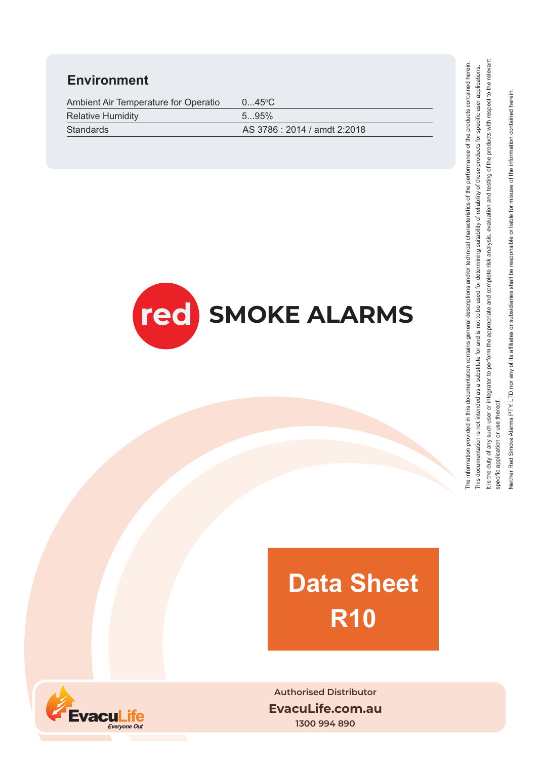## Environment

| | |
|---|---|
| Ambient Air Temperature for Operatio | 0...45°C |
| Relative Humidity | 5...95% |
| Standards | AS 3786 : 2014 / amdt 2:2018 |

The information provided in this documentation contains general descriptions and/or technical characteristics of the performance of the products contained herein. This documentation is not intended as a substitute for and is not to be used for determining suitability of reliability of these products for specific user applications. It is the duty of any such user or integrator to perform the appropriate and complete risk analysis, evaluation and testing of the products with respect to the relevant specific application or use thereof.

Neither Red Smoke Alarms PTY. LTD nor any of its affiliates or subsidiaries shall be responsible or liable for misuse of the information contained herein.

red SMOKE ALARMS

# Data Sheet R10

EvacuLife
Everyone Out

Authorised Distributor

**EvacuLife.com.au**

1300 994 890